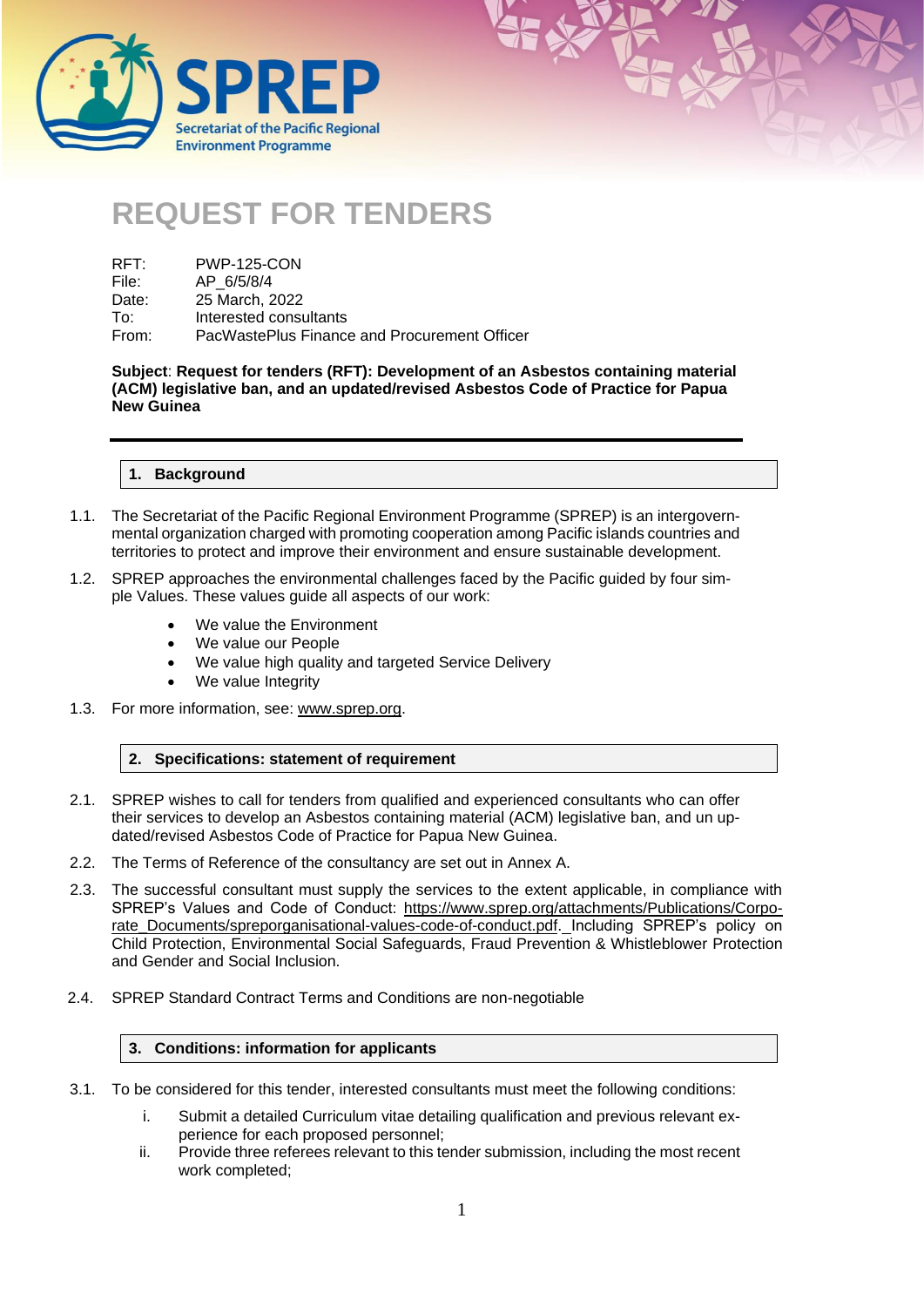# REQUEST FOR TENDERS

RFT: PWP-125-CON
File: AP_6/5/8/4
Date: 25 March, 2022
To: Interested consultants
From: PacWastePlus Finance and Procurement Officer

**Subject**: **Request for tenders (RFT): Development of an Asbestos containing material (ACM) legislative ban, and an updated/revised Asbestos Code of Practice for Papua New Guinea**

## 1. Background

1.1. The Secretariat of the Pacific Regional Environment Programme (SPREP) is an intergovernmental organization charged with promoting cooperation among Pacific islands countries and territories to protect and improve their environment and ensure sustainable development.

1.2. SPREP approaches the environmental challenges faced by the Pacific guided by four simple Values. These values guide all aspects of our work:

- We value the Environment
- We value our People
- We value high quality and targeted Service Delivery
- We value Integrity

1.3. For more information, see: www.sprep.org.

## 2. Specifications: statement of requirement

2.1. SPREP wishes to call for tenders from qualified and experienced consultants who can offer their services to develop an Asbestos containing material (ACM) legislative ban, and un updated/revised Asbestos Code of Practice for Papua New Guinea.

2.2. The Terms of Reference of the consultancy are set out in Annex A.

2.3. The successful consultant must supply the services to the extent applicable, in compliance with SPREP's Values and Code of Conduct: https://www.sprep.org/attachments/Publications/Corporate_Documents/spreporganisational-values-code-of-conduct.pdf. Including SPREP's policy on Child Protection, Environmental Social Safeguards, Fraud Prevention & Whistleblower Protection and Gender and Social Inclusion.

2.4. SPREP Standard Contract Terms and Conditions are non-negotiable

## 3. Conditions: information for applicants

3.1. To be considered for this tender, interested consultants must meet the following conditions:

i. Submit a detailed Curriculum vitae detailing qualification and previous relevant experience for each proposed personnel;
ii. Provide three referees relevant to this tender submission, including the most recent work completed;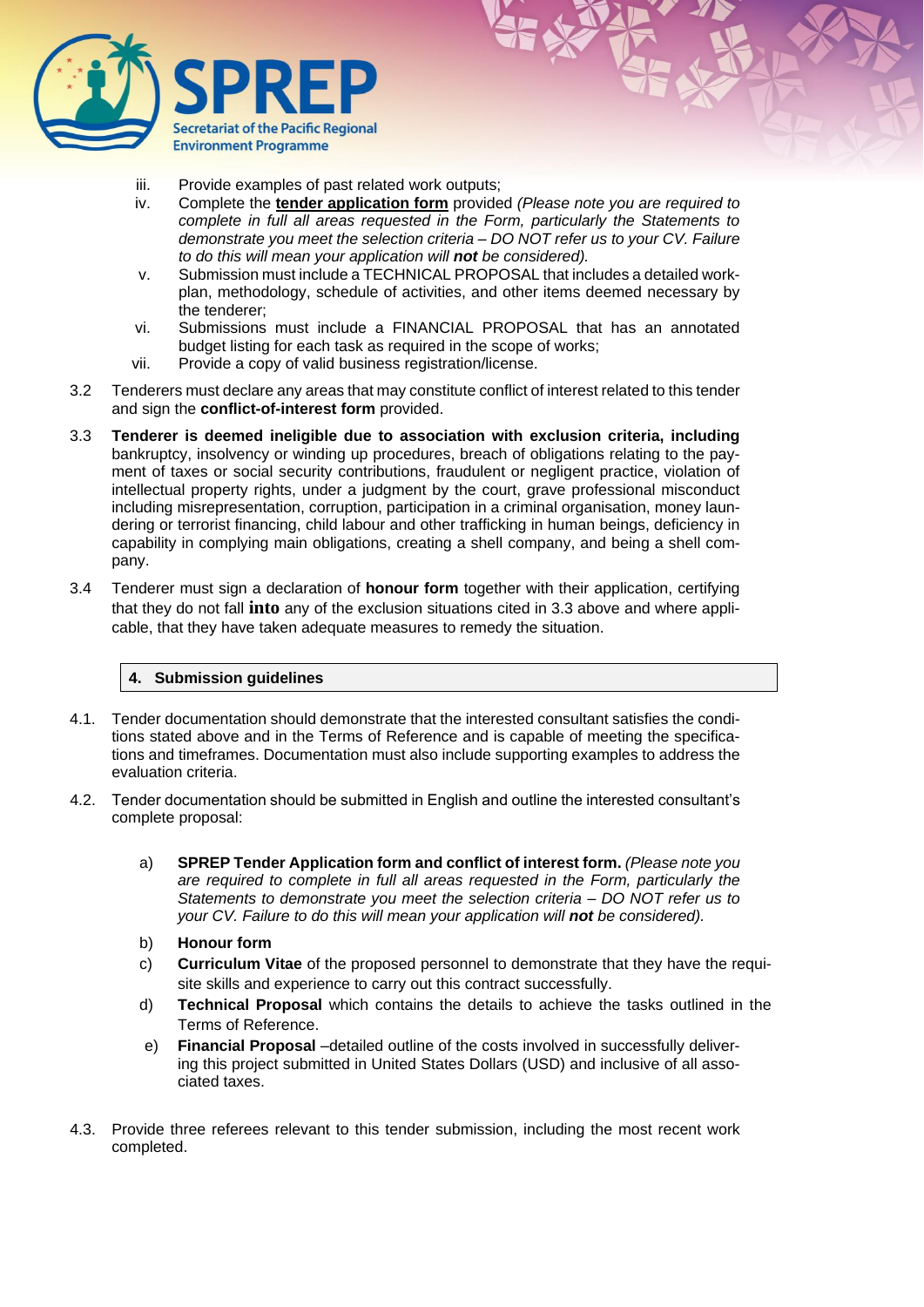iii. Provide examples of past related work outputs;

iv. Complete the **tender application form** provided *(Please note you are required to complete in full all areas requested in the Form, particularly the Statements to demonstrate you meet the selection criteria – DO NOT refer us to your CV. Failure to do this will mean your application will **not** be considered).*

v. Submission must include a TECHNICAL PROPOSAL that includes a detailed work-plan, methodology, schedule of activities, and other items deemed necessary by the tenderer;

vi. Submissions must include a FINANCIAL PROPOSAL that has an annotated budget listing for each task as required in the scope of works;

vii. Provide a copy of valid business registration/license.

3.2 Tenderers must declare any areas that may constitute conflict of interest related to this tender and sign the **conflict-of-interest form** provided.

3.3 **Tenderer is deemed ineligible due to association with exclusion criteria, including** bankruptcy, insolvency or winding up procedures, breach of obligations relating to the payment of taxes or social security contributions, fraudulent or negligent practice, violation of intellectual property rights, under a judgment by the court, grave professional misconduct including misrepresentation, corruption, participation in a criminal organisation, money laundering or terrorist financing, child labour and other trafficking in human beings, deficiency in capability in complying main obligations, creating a shell company, and being a shell company.

3.4 Tenderer must sign a declaration of **honour form** together with their application, certifying that they do not fall **into** any of the exclusion situations cited in 3.3 above and where applicable, that they have taken adequate measures to remedy the situation.

## 4. Submission guidelines

4.1. Tender documentation should demonstrate that the interested consultant satisfies the conditions stated above and in the Terms of Reference and is capable of meeting the specifications and timeframes. Documentation must also include supporting examples to address the evaluation criteria.

4.2. Tender documentation should be submitted in English and outline the interested consultant's complete proposal:

a) **SPREP Tender Application form and conflict of interest form.** *(Please note you are required to complete in full all areas requested in the Form, particularly the Statements to demonstrate you meet the selection criteria – DO NOT refer us to your CV. Failure to do this will mean your application will **not** be considered).*

b) **Honour form**

c) **Curriculum Vitae** of the proposed personnel to demonstrate that they have the requisite skills and experience to carry out this contract successfully.

d) **Technical Proposal** which contains the details to achieve the tasks outlined in the Terms of Reference.

e) **Financial Proposal** –detailed outline of the costs involved in successfully delivering this project submitted in United States Dollars (USD) and inclusive of all associated taxes.

4.3. Provide three referees relevant to this tender submission, including the most recent work completed.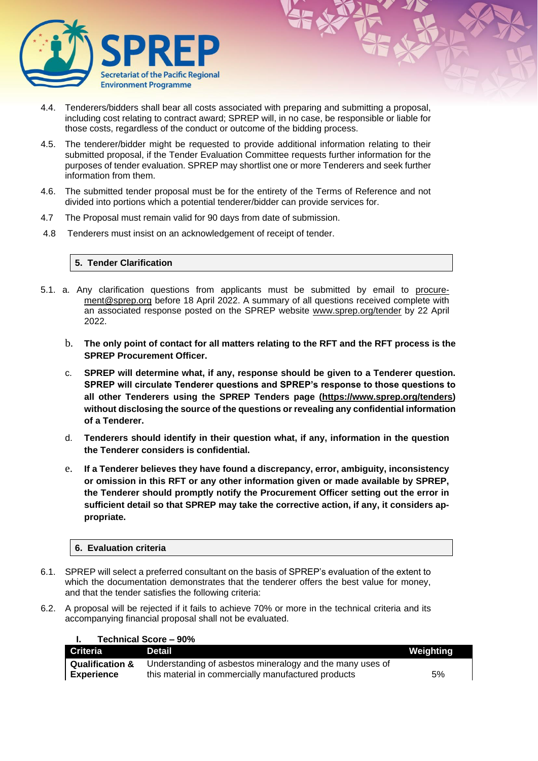4.4. Tenderers/bidders shall bear all costs associated with preparing and submitting a proposal, including cost relating to contract award; SPREP will, in no case, be responsible or liable for those costs, regardless of the conduct or outcome of the bidding process.

4.5. The tenderer/bidder might be requested to provide additional information relating to their submitted proposal, if the Tender Evaluation Committee requests further information for the purposes of tender evaluation. SPREP may shortlist one or more Tenderers and seek further information from them.

4.6. The submitted tender proposal must be for the entirety of the Terms of Reference and not divided into portions which a potential tenderer/bidder can provide services for.

4.7 The Proposal must remain valid for 90 days from date of submission.

4.8 Tenderers must insist on an acknowledgement of receipt of tender.

## 5. Tender Clarification

5.1. a. Any clarification questions from applicants must be submitted by email to procurement@sprep.org before 18 April 2022. A summary of all questions received complete with an associated response posted on the SPREP website www.sprep.org/tender by 22 April 2022.

b. **The only point of contact for all matters relating to the RFT and the RFT process is the SPREP Procurement Officer.**

c. **SPREP will determine what, if any, response should be given to a Tenderer question. SPREP will circulate Tenderer questions and SPREP's response to those questions to all other Tenderers using the SPREP Tenders page (https://www.sprep.org/tenders) without disclosing the source of the questions or revealing any confidential information of a Tenderer.**

d. **Tenderers should identify in their question what, if any, information in the question the Tenderer considers is confidential.**

e. **If a Tenderer believes they have found a discrepancy, error, ambiguity, inconsistency or omission in this RFT or any other information given or made available by SPREP, the Tenderer should promptly notify the Procurement Officer setting out the error in sufficient detail so that SPREP may take the corrective action, if any, it considers appropriate.**

## 6. Evaluation criteria

6.1. SPREP will select a preferred consultant on the basis of SPREP's evaluation of the extent to which the documentation demonstrates that the tenderer offers the best value for money, and that the tender satisfies the following criteria:

6.2. A proposal will be rejected if it fails to achieve 70% or more in the technical criteria and its accompanying financial proposal shall not be evaluated.

**I. Technical Score – 90%**

| Criteria | Detail | Weighting |
|---|---|---|
| **Qualification & Experience** | Understanding of asbestos mineralogy and the many uses of this material in commercially manufactured products | 5% |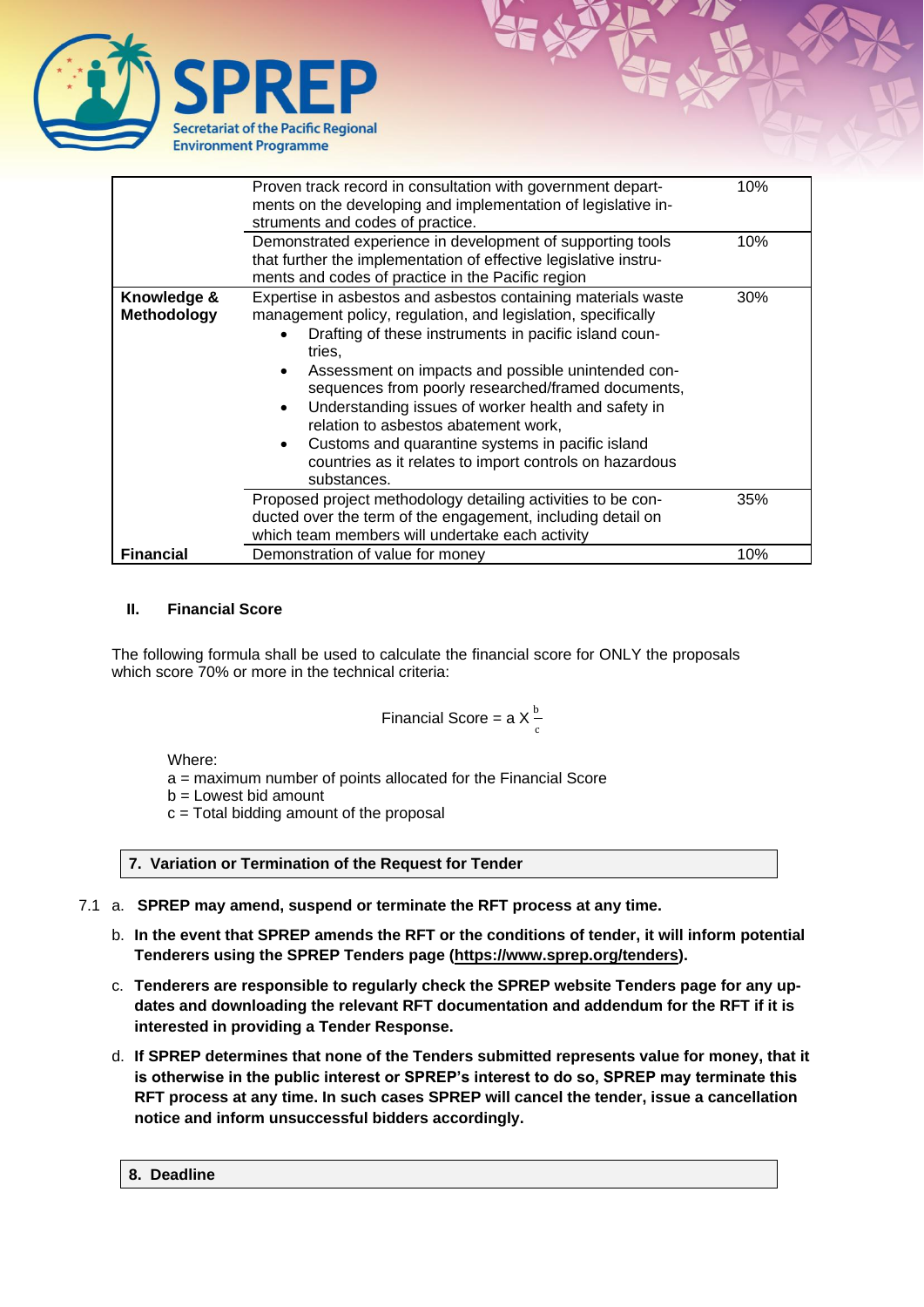| | | |
|---|---|---|
| | Proven track record in consultation with government departments on the developing and implementation of legislative instruments and codes of practice. | 10% |
| | Demonstrated experience in development of supporting tools that further the implementation of effective legislative instruments and codes of practice in the Pacific region | 10% |
| **Knowledge & Methodology** | Expertise in asbestos and asbestos containing materials waste management policy, regulation, and legislation, specifically<br>• Drafting of these instruments in pacific island countries,<br>• Assessment on impacts and possible unintended consequences from poorly researched/framed documents,<br>• Understanding issues of worker health and safety in relation to asbestos abatement work,<br>• Customs and quarantine systems in pacific island countries as it relates to import controls on hazardous substances. | 30% |
| | Proposed project methodology detailing activities to be conducted over the term of the engagement, including detail on which team members will undertake each activity | 35% |
| **Financial** | Demonstration of value for money | 10% |

### II. Financial Score

The following formula shall be used to calculate the financial score for ONLY the proposals which score 70% or more in the technical criteria:

$$\text{Financial Score} = a \times \frac{b}{c}$$

Where:
a = maximum number of points allocated for the Financial Score
b = Lowest bid amount
c = Total bidding amount of the proposal

## 7. Variation or Termination of the Request for Tender

7.1 a. **SPREP may amend, suspend or terminate the RFT process at any time.**

b. **In the event that SPREP amends the RFT or the conditions of tender, it will inform potential Tenderers using the SPREP Tenders page (https://www.sprep.org/tenders).**

c. **Tenderers are responsible to regularly check the SPREP website Tenders page for any updates and downloading the relevant RFT documentation and addendum for the RFT if it is interested in providing a Tender Response.**

d. **If SPREP determines that none of the Tenders submitted represents value for money, that it is otherwise in the public interest or SPREP's interest to do so, SPREP may terminate this RFT process at any time. In such cases SPREP will cancel the tender, issue a cancellation notice and inform unsuccessful bidders accordingly.**

## 8. Deadline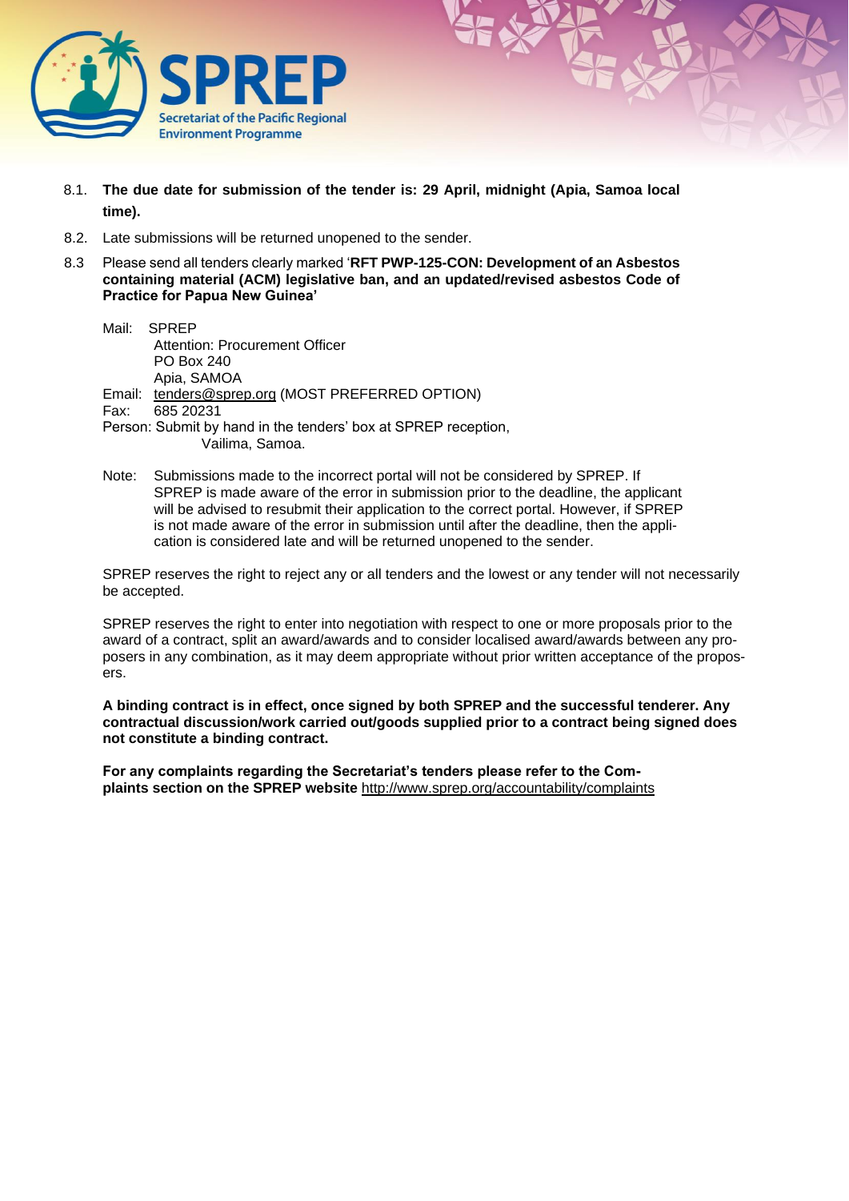8.1. **The due date for submission of the tender is: 29 April, midnight (Apia, Samoa local time).**

8.2. Late submissions will be returned unopened to the sender.

8.3 Please send all tenders clearly marked '**RFT PWP-125-CON: Development of an Asbestos containing material (ACM) legislative ban, and an updated/revised asbestos Code of Practice for Papua New Guinea'**

Mail: SPREP
Attention: Procurement Officer
PO Box 240
Apia, SAMOA

Email: tenders@sprep.org (MOST PREFERRED OPTION)

Fax: 685 20231

Person: Submit by hand in the tenders' box at SPREP reception, Vailima, Samoa.

Note: Submissions made to the incorrect portal will not be considered by SPREP. If SPREP is made aware of the error in submission prior to the deadline, the applicant will be advised to resubmit their application to the correct portal. However, if SPREP is not made aware of the error in submission until after the deadline, then the application is considered late and will be returned unopened to the sender.

SPREP reserves the right to reject any or all tenders and the lowest or any tender will not necessarily be accepted.

SPREP reserves the right to enter into negotiation with respect to one or more proposals prior to the award of a contract, split an award/awards and to consider localised award/awards between any proposers in any combination, as it may deem appropriate without prior written acceptance of the proposers.

**A binding contract is in effect, once signed by both SPREP and the successful tenderer. Any contractual discussion/work carried out/goods supplied prior to a contract being signed does not constitute a binding contract.**

**For any complaints regarding the Secretariat's tenders please refer to the Complaints section on the SPREP website** http://www.sprep.org/accountability/complaints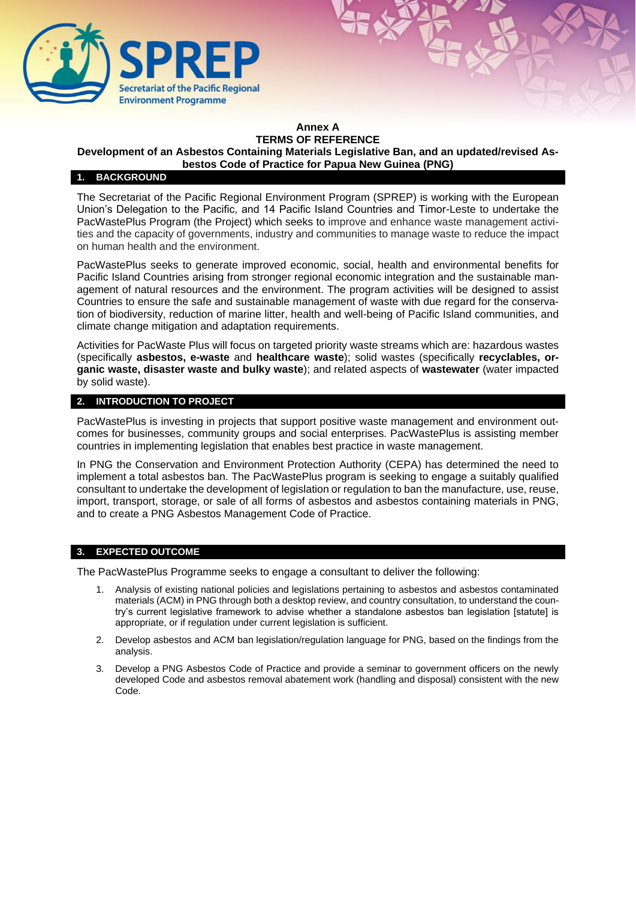**Annex A**

**TERMS OF REFERENCE**

**Development of an Asbestos Containing Materials Legislative Ban, and an updated/revised Asbestos Code of Practice for Papua New Guinea (PNG)**

## 1. BACKGROUND

The Secretariat of the Pacific Regional Environment Program (SPREP) is working with the European Union's Delegation to the Pacific, and 14 Pacific Island Countries and Timor-Leste to undertake the PacWastePlus Program (the Project) which seeks to improve and enhance waste management activities and the capacity of governments, industry and communities to manage waste to reduce the impact on human health and the environment.

PacWastePlus seeks to generate improved economic, social, health and environmental benefits for Pacific Island Countries arising from stronger regional economic integration and the sustainable management of natural resources and the environment. The program activities will be designed to assist Countries to ensure the safe and sustainable management of waste with due regard for the conservation of biodiversity, reduction of marine litter, health and well-being of Pacific Island communities, and climate change mitigation and adaptation requirements.

Activities for PacWaste Plus will focus on targeted priority waste streams which are: hazardous wastes (specifically **asbestos, e-waste** and **healthcare waste**); solid wastes (specifically **recyclables, organic waste, disaster waste and bulky waste**); and related aspects of **wastewater** (water impacted by solid waste).

## 2. INTRODUCTION TO PROJECT

PacWastePlus is investing in projects that support positive waste management and environment outcomes for businesses, community groups and social enterprises. PacWastePlus is assisting member countries in implementing legislation that enables best practice in waste management.

In PNG the Conservation and Environment Protection Authority (CEPA) has determined the need to implement a total asbestos ban. The PacWastePlus program is seeking to engage a suitably qualified consultant to undertake the development of legislation or regulation to ban the manufacture, use, reuse, import, transport, storage, or sale of all forms of asbestos and asbestos containing materials in PNG, and to create a PNG Asbestos Management Code of Practice.

## 3. EXPECTED OUTCOME

The PacWastePlus Programme seeks to engage a consultant to deliver the following:

1. Analysis of existing national policies and legislations pertaining to asbestos and asbestos contaminated materials (ACM) in PNG through both a desktop review, and country consultation, to understand the country's current legislative framework to advise whether a standalone asbestos ban legislation [statute] is appropriate, or if regulation under current legislation is sufficient.
2. Develop asbestos and ACM ban legislation/regulation language for PNG, based on the findings from the analysis.
3. Develop a PNG Asbestos Code of Practice and provide a seminar to government officers on the newly developed Code and asbestos removal abatement work (handling and disposal) consistent with the new Code.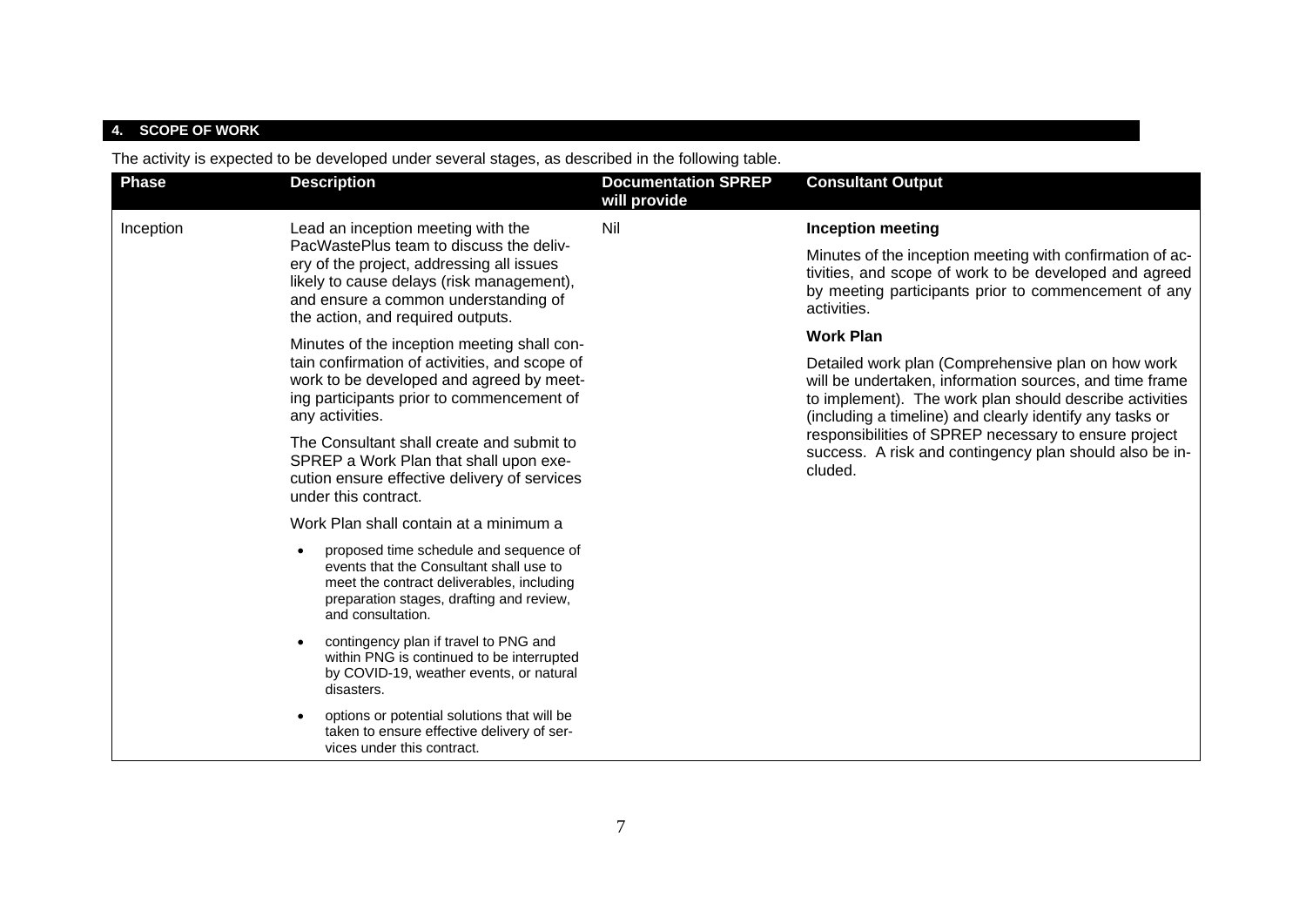## 4. SCOPE OF WORK

The activity is expected to be developed under several stages, as described in the following table.

| Phase | Description | Documentation SPREP will provide | Consultant Output |
| --- | --- | --- | --- |
| Inception | Lead an inception meeting with the PacWastePlus team to discuss the delivery of the project, addressing all issues likely to cause delays (risk management), and ensure a common understanding of the action, and required outputs.<br><br>Minutes of the inception meeting shall contain confirmation of activities, and scope of work to be developed and agreed by meeting participants prior to commencement of any activities.<br><br>The Consultant shall create and submit to SPREP a Work Plan that shall upon execution ensure effective delivery of services under this contract.<br><br>Work Plan shall contain at a minimum a<br><br>• proposed time schedule and sequence of events that the Consultant shall use to meet the contract deliverables, including preparation stages, drafting and review, and consultation.<br><br>• contingency plan if travel to PNG and within PNG is continued to be interrupted by COVID-19, weather events, or natural disasters.<br><br>• options or potential solutions that will be taken to ensure effective delivery of services under this contract. | Nil | **Inception meeting**<br><br>Minutes of the inception meeting with confirmation of activities, and scope of work to be developed and agreed by meeting participants prior to commencement of any activities.<br><br>**Work Plan**<br><br>Detailed work plan (Comprehensive plan on how work will be undertaken, information sources, and time frame to implement). The work plan should describe activities (including a timeline) and clearly identify any tasks or responsibilities of SPREP necessary to ensure project success. A risk and contingency plan should also be included. |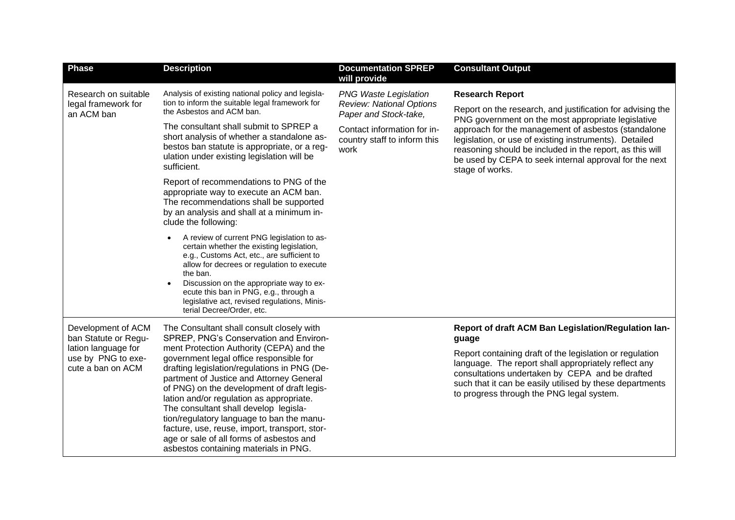| Phase | Description | Documentation SPREP will provide | Consultant Output |
|---|---|---|---|
| Research on suitable legal framework for an ACM ban | Analysis of existing national policy and legislation to inform the suitable legal framework for the Asbestos and ACM ban.<br><br>The consultant shall submit to SPREP a short analysis of whether a standalone asbestos ban statute is appropriate, or a regulation under existing legislation will be sufficient.<br><br>Report of recommendations to PNG of the appropriate way to execute an ACM ban. The recommendations shall be supported by an analysis and shall at a minimum include the following:<br><br>• A review of current PNG legislation to ascertain whether the existing legislation, e.g., Customs Act, etc., are sufficient to allow for decrees or regulation to execute the ban.<br>• Discussion on the appropriate way to execute this ban in PNG, e.g., through a legislative act, revised regulations, Ministerial Decree/Order, etc. | *PNG Waste Legislation Review: National Options Paper and Stock-take,*<br><br>Contact information for in-country staff to inform this work | **Research Report**<br><br>Report on the research, and justification for advising the PNG government on the most appropriate legislative approach for the management of asbestos (standalone legislation, or use of existing instruments). Detailed reasoning should be included in the report, as this will be used by CEPA to seek internal approval for the next stage of works. |
| Development of ACM ban Statute or Regulation language for use by PNG to execute a ban on ACM | The Consultant shall consult closely with SPREP, PNG's Conservation and Environment Protection Authority (CEPA) and the government legal office responsible for drafting legislation/regulations in PNG (Department of Justice and Attorney General of PNG) on the development of draft legislation and/or regulation as appropriate. The consultant shall develop legislation/regulatory language to ban the manufacture, use, reuse, import, transport, storage or sale of all forms of asbestos and asbestos containing materials in PNG. | | **Report of draft ACM Ban Legislation/Regulation language**<br><br>Report containing draft of the legislation or regulation language. The report shall appropriately reflect any consultations undertaken by CEPA and be drafted such that it can be easily utilised by these departments to progress through the PNG legal system. |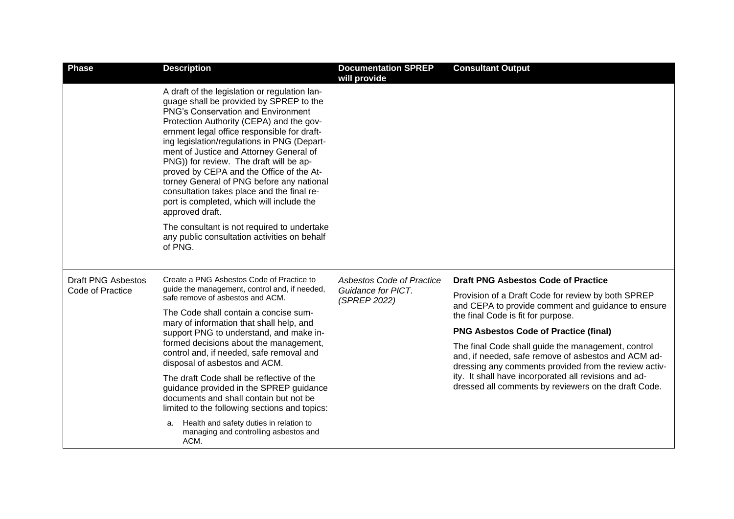| Phase | Description | Documentation SPREP will provide | Consultant Output |
| --- | --- | --- | --- |
| | A draft of the legislation or regulation language shall be provided by SPREP to the PNG's Conservation and Environment Protection Authority (CEPA) and the government legal office responsible for drafting legislation/regulations in PNG (Department of Justice and Attorney General of PNG)) for review. The draft will be approved by CEPA and the Office of the Attorney General of PNG before any national consultation takes place and the final report is completed, which will include the approved draft.<br><br>The consultant is not required to undertake any public consultation activities on behalf of PNG. | | |
| Draft PNG Asbestos Code of Practice | Create a PNG Asbestos Code of Practice to guide the management, control and, if needed, safe remove of asbestos and ACM.<br><br>The Code shall contain a concise summary of information that shall help, and support PNG to understand, and make informed decisions about the management, control and, if needed, safe removal and disposal of asbestos and ACM.<br><br>The draft Code shall be reflective of the guidance provided in the SPREP guidance documents and shall contain but not be limited to the following sections and topics:<br><br>a. Health and safety duties in relation to managing and controlling asbestos and ACM. | *Asbestos Code of Practice Guidance for PICT. (SPREP 2022)* | **Draft PNG Asbestos Code of Practice**<br><br>Provision of a Draft Code for review by both SPREP and CEPA to provide comment and guidance to ensure the final Code is fit for purpose.<br><br>**PNG Asbestos Code of Practice (final)**<br><br>The final Code shall guide the management, control and, if needed, safe remove of asbestos and ACM addressing any comments provided from the review activity. It shall have incorporated all revisions and addressed all comments by reviewers on the draft Code. |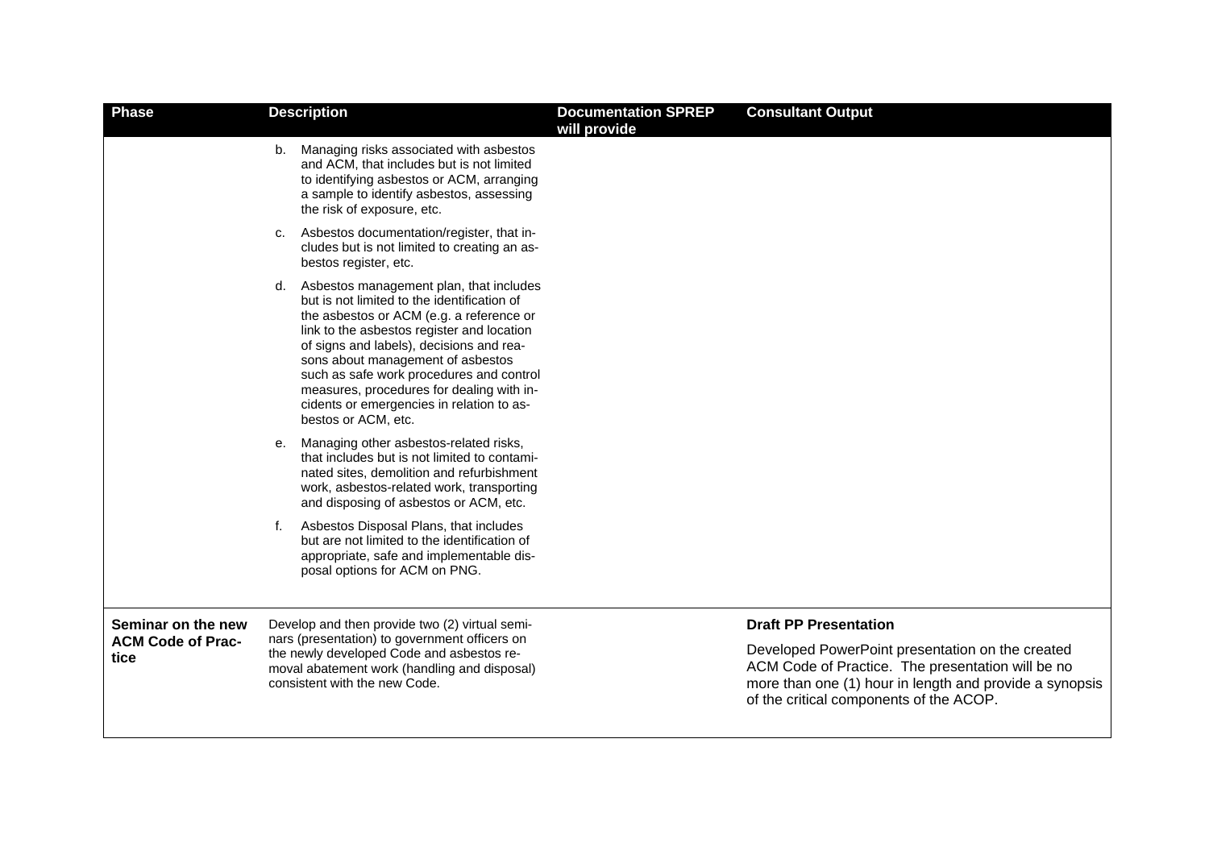| Phase | Description | Documentation SPREP will provide | Consultant Output |
|---|---|---|---|
| | b. Managing risks associated with asbestos and ACM, that includes but is not limited to identifying asbestos or ACM, arranging a sample to identify asbestos, assessing the risk of exposure, etc.<br><br>c. Asbestos documentation/register, that includes but is not limited to creating an asbestos register, etc.<br><br>d. Asbestos management plan, that includes but is not limited to the identification of the asbestos or ACM (e.g. a reference or link to the asbestos register and location of signs and labels), decisions and reasons about management of asbestos such as safe work procedures and control measures, procedures for dealing with incidents or emergencies in relation to asbestos or ACM, etc.<br><br>e. Managing other asbestos-related risks, that includes but is not limited to contaminated sites, demolition and refurbishment work, asbestos-related work, transporting and disposing of asbestos or ACM, etc.<br><br>f. Asbestos Disposal Plans, that includes but are not limited to the identification of appropriate, safe and implementable disposal options for ACM on PNG. | | |
| **Seminar on the new ACM Code of Practice** | Develop and then provide two (2) virtual seminars (presentation) to government officers on the newly developed Code and asbestos removal abatement work (handling and disposal) consistent with the new Code. | | **Draft PP Presentation**<br><br>Developed PowerPoint presentation on the created ACM Code of Practice. The presentation will be no more than one (1) hour in length and provide a synopsis of the critical components of the ACOP. |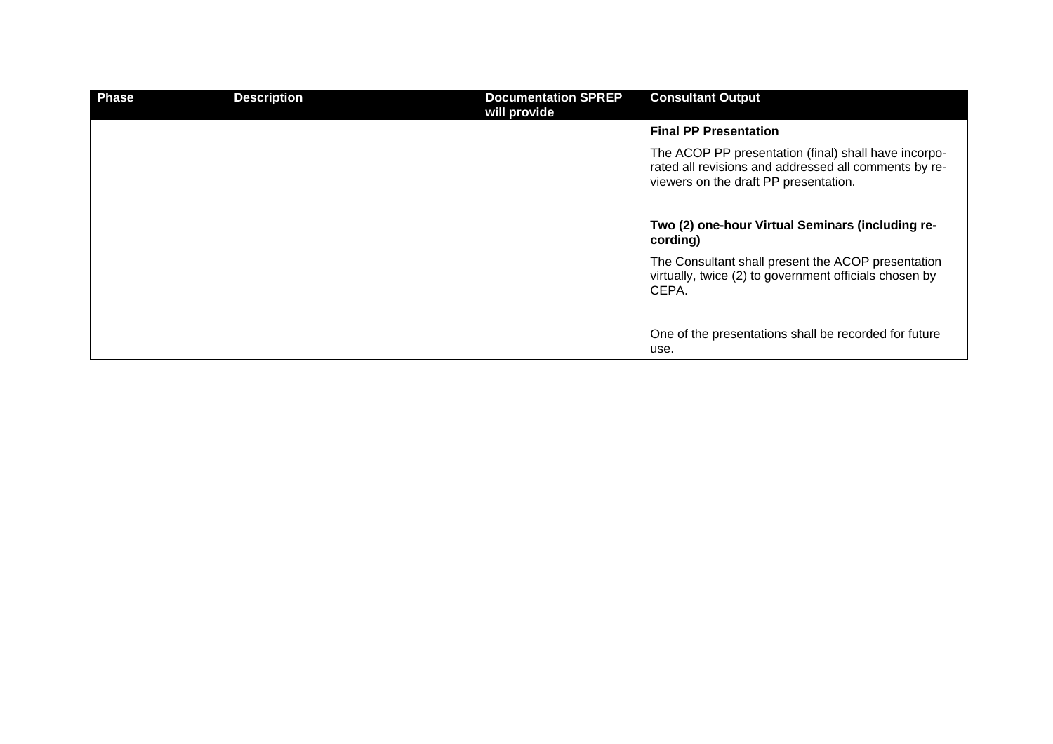| Phase | Description | Documentation SPREP will provide | Consultant Output |
|---|---|---|---|
| | | | **Final PP Presentation**<br><br>The ACOP PP presentation (final) shall have incorporated all revisions and addressed all comments by reviewers on the draft PP presentation.<br><br>**Two (2) one-hour Virtual Seminars (including recording)**<br><br>The Consultant shall present the ACOP presentation virtually, twice (2) to government officials chosen by CEPA.<br><br>One of the presentations shall be recorded for future use. |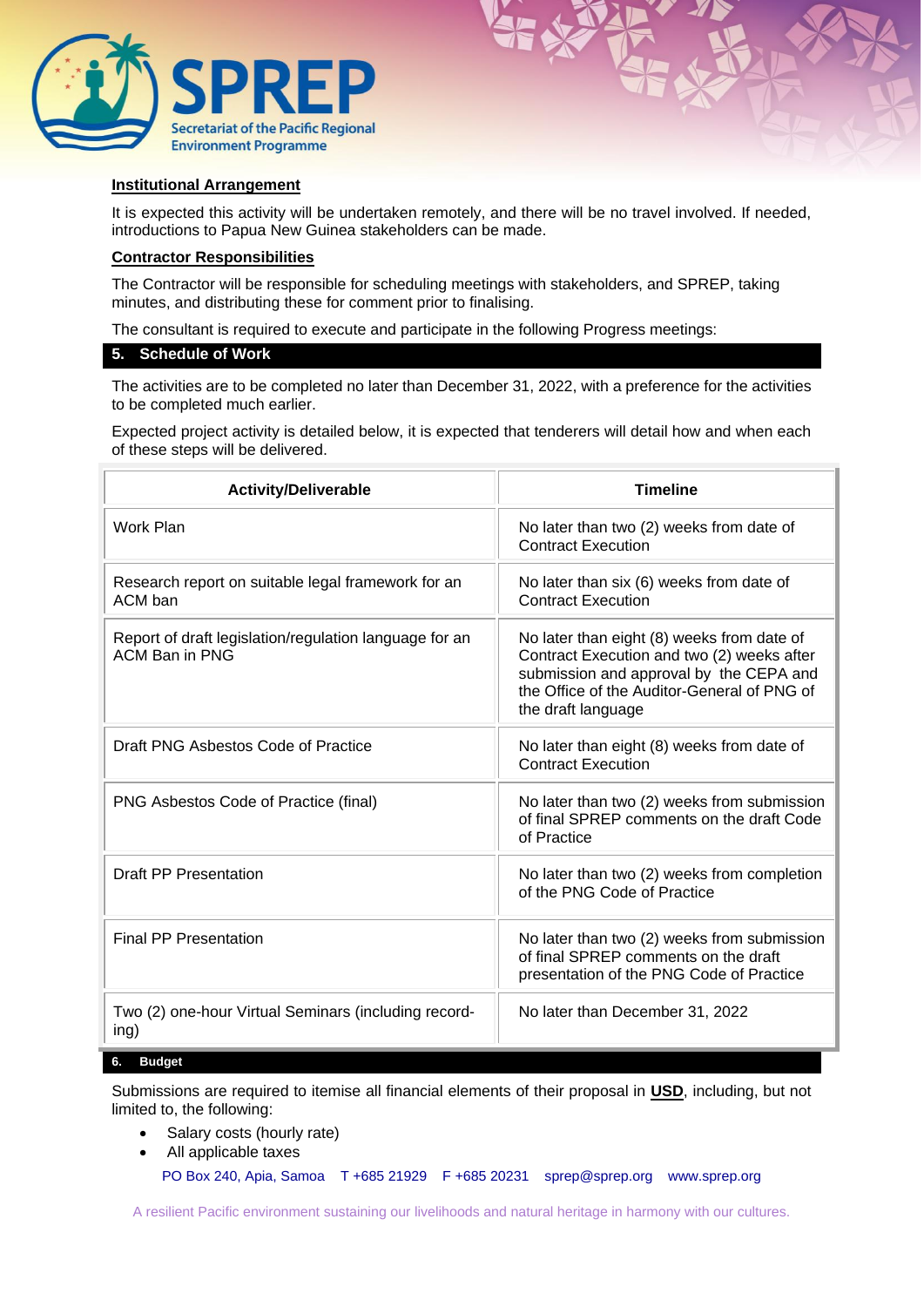**Institutional Arrangement**

It is expected this activity will be undertaken remotely, and there will be no travel involved. If needed, introductions to Papua New Guinea stakeholders can be made.

**Contractor Responsibilities**

The Contractor will be responsible for scheduling meetings with stakeholders, and SPREP, taking minutes, and distributing these for comment prior to finalising.

The consultant is required to execute and participate in the following Progress meetings:

## 5. Schedule of Work

The activities are to be completed no later than December 31, 2022, with a preference for the activities to be completed much earlier.

Expected project activity is detailed below, it is expected that tenderers will detail how and when each of these steps will be delivered.

| Activity/Deliverable | Timeline |
|---|---|
| Work Plan | No later than two (2) weeks from date of Contract Execution |
| Research report on suitable legal framework for an ACM ban | No later than six (6) weeks from date of Contract Execution |
| Report of draft legislation/regulation language for an ACM Ban in PNG | No later than eight (8) weeks from date of Contract Execution and two (2) weeks after submission and approval by the CEPA and the Office of the Auditor-General of PNG of the draft language |
| Draft PNG Asbestos Code of Practice | No later than eight (8) weeks from date of Contract Execution |
| PNG Asbestos Code of Practice (final) | No later than two (2) weeks from submission of final SPREP comments on the draft Code of Practice |
| Draft PP Presentation | No later than two (2) weeks from completion of the PNG Code of Practice |
| Final PP Presentation | No later than two (2) weeks from submission of final SPREP comments on the draft presentation of the PNG Code of Practice |
| Two (2) one-hour Virtual Seminars (including record-ing) | No later than December 31, 2022 |

## 6. Budget

Submissions are required to itemise all financial elements of their proposal in **USD**, including, but not limited to, the following:

- Salary costs (hourly rate)
- All applicable taxes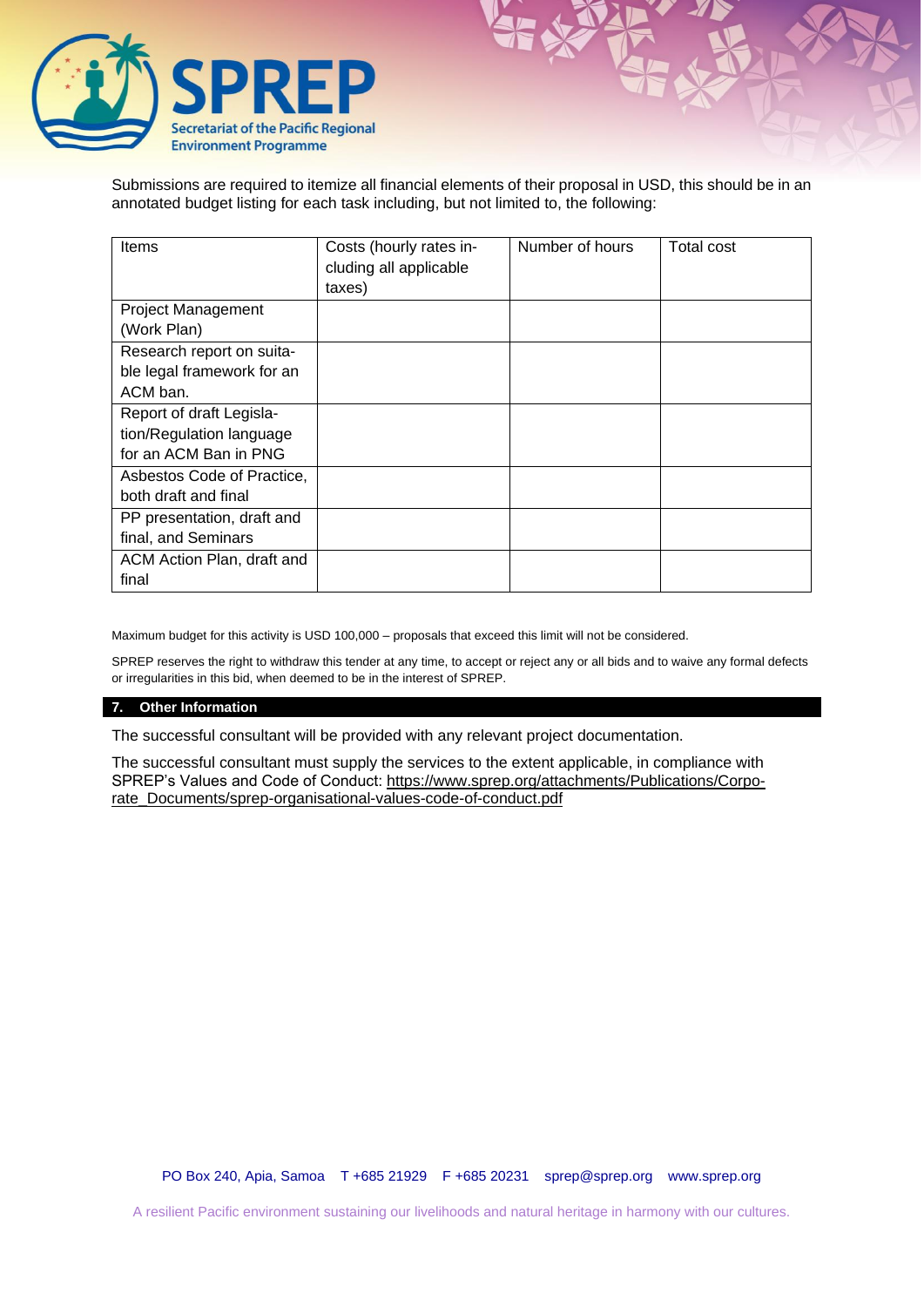Submissions are required to itemize all financial elements of their proposal in USD, this should be in an annotated budget listing for each task including, but not limited to, the following:

| Items | Costs (hourly rates including all applicable taxes) | Number of hours | Total cost |
|---|---|---|---|
| Project Management (Work Plan) | | | |
| Research report on suitable legal framework for an ACM ban. | | | |
| Report of draft Legislation/Regulation language for an ACM Ban in PNG | | | |
| Asbestos Code of Practice, both draft and final | | | |
| PP presentation, draft and final, and Seminars | | | |
| ACM Action Plan, draft and final | | | |

Maximum budget for this activity is USD 100,000 – proposals that exceed this limit will not be considered.

SPREP reserves the right to withdraw this tender at any time, to accept or reject any or all bids and to waive any formal defects or irregularities in this bid, when deemed to be in the interest of SPREP.

## 7. Other Information

The successful consultant will be provided with any relevant project documentation.

The successful consultant must supply the services to the extent applicable, in compliance with SPREP's Values and Code of Conduct: https://www.sprep.org/attachments/Publications/Corporate_Documents/sprep-organisational-values-code-of-conduct.pdf